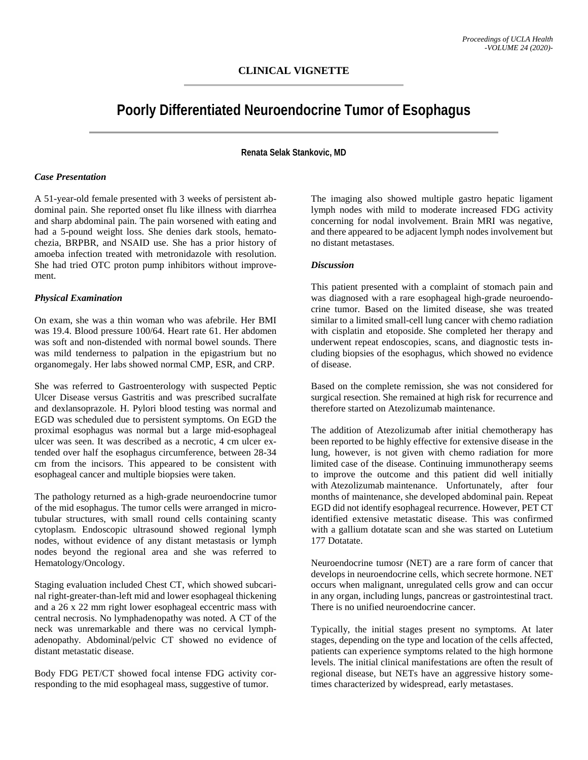## CLINICAL VIGNETTE

# Poorly Differentiated Neuroendocrine Tumor of Esophagus

**Renata Selak Stankovic, MD**

### *Case Presentation*

A 51-year-old female presented with 3 weeks of persistent abdominal pain. She reported onset flu like illness with diarrhea and sharp abdominal pain. The pain worsened with eating and had a 5-pound weight loss. She denies dark stools, hematochezia, BRPBR, and NSAID use. She has a prior history of amoeba infection treated with metronidazole with resolution. She had tried OTC proton pump inhibitors without improvement.

### *Physical Examination*

On exam, she was a thin woman who was afebrile. Her BMI was 19.4. Blood pressure 100/64. Heart rate 61. Her abdomen was soft and non-distended with normal bowel sounds. There was mild tenderness to palpation in the epigastrium but no organomegaly. Her labs showed normal CMP, ESR, and CRP.

She was referred to Gastroenterology with suspected Peptic Ulcer Disease versus Gastritis and was prescribed sucralfate and dexlansoprazole. H. Pylori blood testing was normal and EGD was scheduled due to persistent symptoms. On EGD the proximal esophagus was normal but a large mid-esophageal ulcer was seen. It was described as a necrotic, 4 cm ulcer extended over half the esophagus circumference, between 28-34 cm from the incisors. This appeared to be consistent with esophageal cancer and multiple biopsies were taken.

The pathology returned as a high-grade neuroendocrine tumor of the mid esophagus. The tumor cells were arranged in microtubular structures, with small round cells containing scanty cytoplasm. Endoscopic ultrasound showed regional lymph nodes, without evidence of any distant metastasis or lymph nodes beyond the regional area and she was referred to Hematology/Oncology.

Staging evaluation included Chest CT, which showed subcarinal right-greater-than-left mid and lower esophageal thickening and a 26 x 22 mm right lower esophageal eccentric mass with central necrosis. No lymphadenopathy was noted. A CT of the neck was unremarkable and there was no cervical lymphadenopathy. Abdominal/pelvic CT showed no evidence of distant metastatic disease.

Body FDG PET/CT showed focal intense FDG activity corresponding to the mid esophageal mass, suggestive of tumor.

The imaging also showed multiple gastro hepatic ligament lymph nodes with mild to moderate increased FDG activity concerning for nodal involvement. Brain MRI was negative, and there appeared to be adjacent lymph nodes involvement but no distant metastases.

### *Discussion*

This patient presented with a complaint of stomach pain and was diagnosed with a rare esophageal high-grade neuroendocrine tumor. Based on the limited disease, she was treated similar to a limited small-cell lung cancer with chemo radiation with cisplatin and etoposide. She completed her therapy and underwent repeat endoscopies, scans, and diagnostic tests including biopsies of the esophagus, which showed no evidence of disease.

Based on the complete remission, she was not considered for surgical resection. She remained at high risk for recurrence and therefore started on Atezolizumab maintenance.

The addition of Atezolizumab after initial chemotherapy has been reported to be highly effective for extensive disease in the lung, however, is not given with chemo radiation for more limited case of the disease. Continuing immunotherapy seems to improve the outcome and this patient did well initially with Atezolizumab maintenance. Unfortunately, after four months of maintenance, she developed abdominal pain. Repeat EGD did not identify esophageal recurrence. However, PET CT identified extensive metastatic disease. This was confirmed with a gallium dotatate scan and she was started on Lutetium 177 Dotatate.

Neuroendocrine tumosr (NET) are a rare form of cancer that develops in neuroendocrine cells, which secrete hormone. NET occurs when malignant, unregulated cells grow and can occur in any organ, including lungs, pancreas or gastrointestinal tract. There is no unified neuroendocrine cancer.

Typically, the initial stages present no symptoms. At later stages, depending on the type and location of the cells affected, patients can experience symptoms related to the high hormone levels. The initial clinical manifestations are often the result of regional disease, but NETs have an aggressive history sometimes characterized by widespread, early metastases.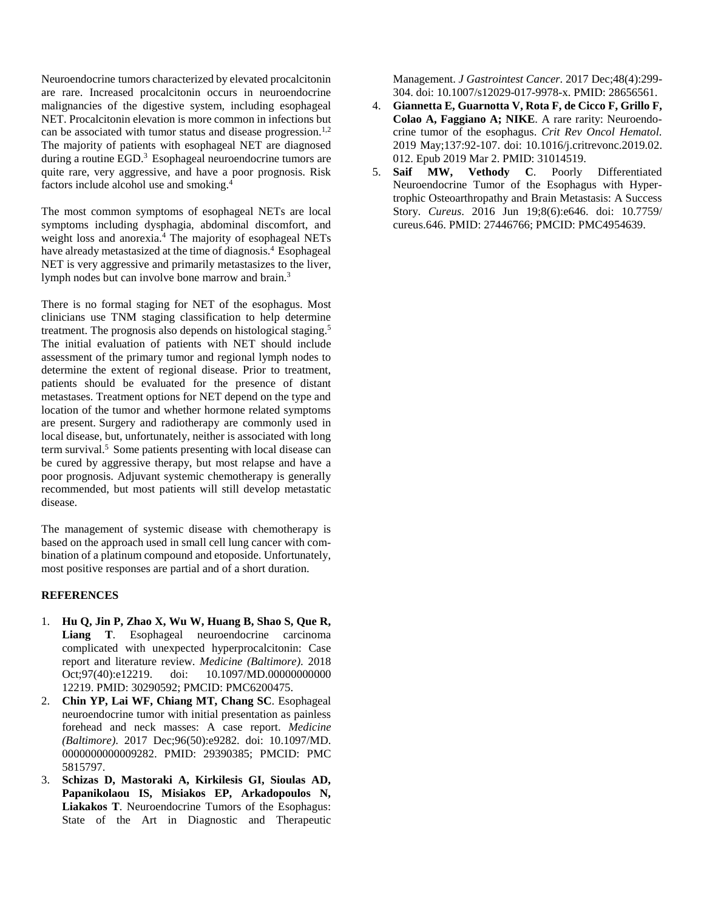Neuroendocrine tumors characterized by elevated procalcitonin are rare. Increased procalcitonin occurs in neuroendocrine malignancies of the digestive system, including esophageal NET. Procalcitonin elevation is more common in infections but can be associated with tumor status and disease progression.[1,2] The majority of patients with esophageal NET are diagnosed during a routine EGD.[3] Esophageal neuroendocrine tumors are quite rare, very aggressive, and have a poor prognosis. Risk factors include alcohol use and smoking.[4]

The most common symptoms of esophageal NETs are local symptoms including dysphagia, abdominal discomfort, and weight loss and anorexia.[4] The majority of esophageal NETs have already metastasized at the time of diagnosis.[4] Esophageal NET is very aggressive and primarily metastasizes to the liver, lymph nodes but can involve bone marrow and brain.[3]

There is no formal staging for NET of the esophagus. Most clinicians use TNM staging classification to help determine treatment. The prognosis also depends on histological staging.[5] The initial evaluation of patients with NET should include assessment of the primary tumor and regional lymph nodes to determine the extent of regional disease. Prior to treatment, patients should be evaluated for the presence of distant metastases. Treatment options for NET depend on the type and location of the tumor and whether hormone related symptoms are present. Surgery and radiotherapy are commonly used in local disease, but, unfortunately, neither is associated with long term survival.[5] Some patients presenting with local disease can be cured by aggressive therapy, but most relapse and have a poor prognosis. Adjuvant systemic chemotherapy is generally recommended, but most patients will still develop metastatic disease.

The management of systemic disease with chemotherapy is based on the approach used in small cell lung cancer with combination of a platinum compound and etoposide. Unfortunately, most positive responses are partial and of a short duration.

## REFERENCES

1. **Hu Q, Jin P, Zhao X, Wu W, Huang B, Shao S, Que R, Liang T**. Esophageal neuroendocrine carcinoma complicated with unexpected hyperprocalcitonin: Case report and literature review. *Medicine (Baltimore)*. 2018 Oct;97(40):e12219. doi: 10.1097/MD.0000000000012219. PMID: 30290592; PMCID: PMC6200475.
2. **Chin YP, Lai WF, Chiang MT, Chang SC**. Esophageal neuroendocrine tumor with initial presentation as painless forehead and neck masses: A case report. *Medicine (Baltimore)*. 2017 Dec;96(50):e9282. doi: 10.1097/MD.0000000000009282. PMID: 29390385; PMCID: PMC5815797.
3. **Schizas D, Mastoraki A, Kirkilesis GI, Sioulas AD, Papanikolaou IS, Misiakos EP, Arkadopoulos N, Liakakos T**. Neuroendocrine Tumors of the Esophagus: State of the Art in Diagnostic and Therapeutic Management. *J Gastrointest Cancer*. 2017 Dec;48(4):299-304. doi: 10.1007/s12029-017-9978-x. PMID: 28656561.
4. **Giannetta E, Guarnotta V, Rota F, de Cicco F, Grillo F, Colao A, Faggiano A; NIKE**. A rare rarity: Neuroendocrine tumor of the esophagus. *Crit Rev Oncol Hematol.* 2019 May;137:92-107. doi: 10.1016/j.critrevonc.2019.02.012. Epub 2019 Mar 2. PMID: 31014519.
5. **Saif MW, Vethody C**. Poorly Differentiated Neuroendocrine Tumor of the Esophagus with Hypertrophic Osteoarthropathy and Brain Metastasis: A Success Story. *Cureus*. 2016 Jun 19;8(6):e646. doi: 10.7759/cureus.646. PMID: 27446766; PMCID: PMC4954639.